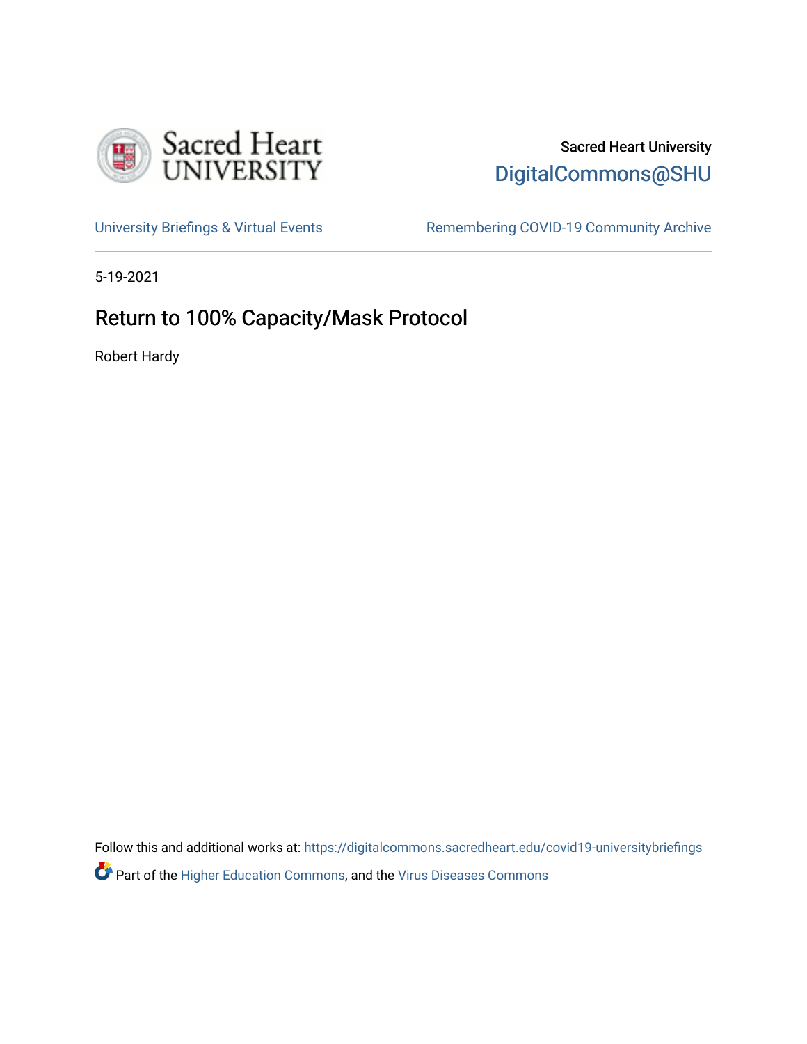Sacred Heart University

DigitalCommons@SHU

University Briefings & Virtual Events

Remembering COVID-19 Community Archive

5-19-2021

# Return to 100% Capacity/Mask Protocol

Robert Hardy

Follow this and additional works at: https://digitalcommons.sacredheart.edu/covid19-universitybriefings

Part of the Higher Education Commons, and the Virus Diseases Commons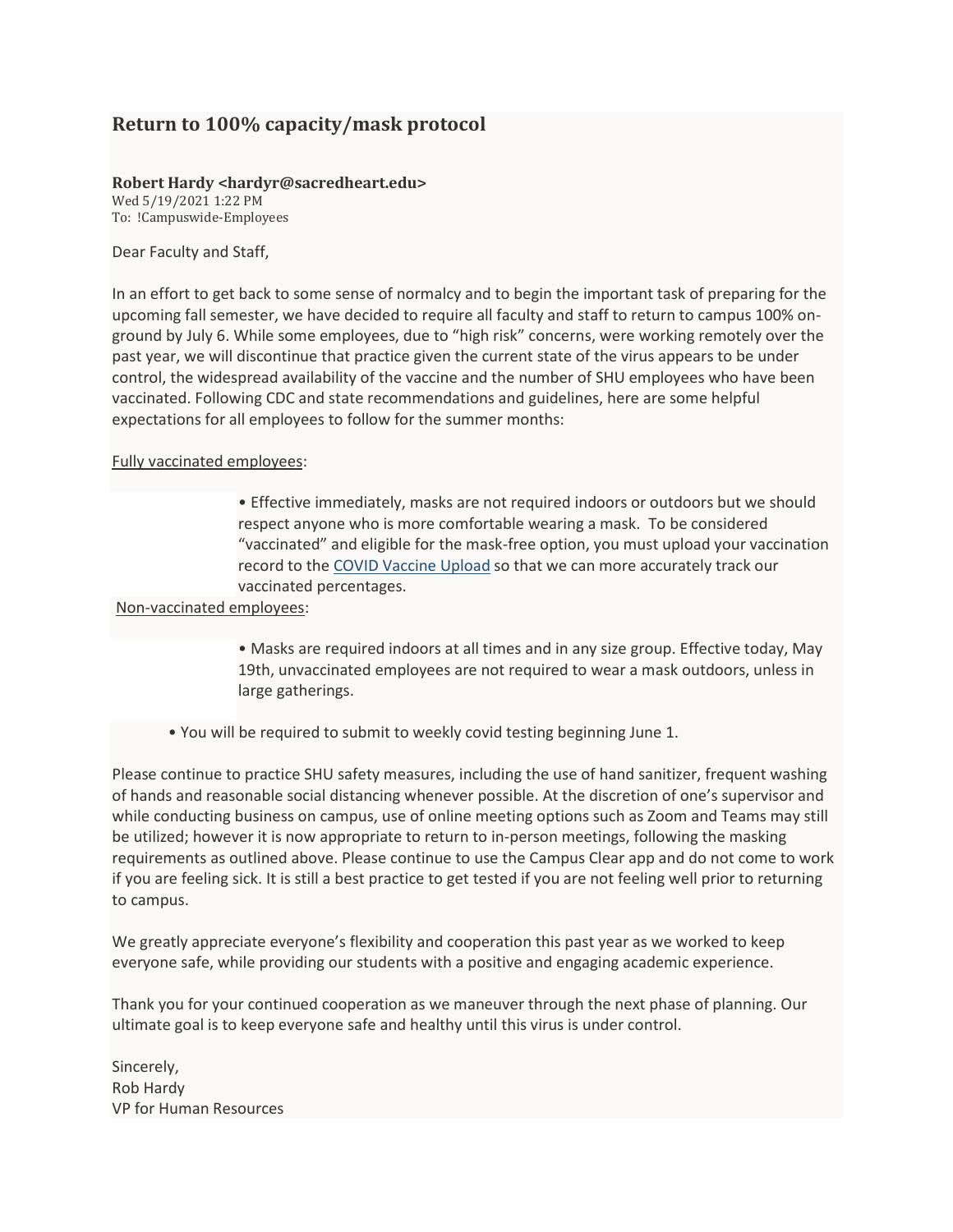## Return to 100% capacity/mask protocol

**Robert Hardy <hardyr@sacredheart.edu>**
Wed 5/19/2021 1:22 PM
To: !Campuswide-Employees

Dear Faculty and Staff,

In an effort to get back to some sense of normalcy and to begin the important task of preparing for the upcoming fall semester, we have decided to require all faculty and staff to return to campus 100% on-ground by July 6. While some employees, due to "high risk" concerns, were working remotely over the past year, we will discontinue that practice given the current state of the virus appears to be under control, the widespread availability of the vaccine and the number of SHU employees who have been vaccinated. Following CDC and state recommendations and guidelines, here are some helpful expectations for all employees to follow for the summer months:

Fully vaccinated employees:

- Effective immediately, masks are not required indoors or outdoors but we should respect anyone who is more comfortable wearing a mask. To be considered "vaccinated" and eligible for the mask-free option, you must upload your vaccination record to the COVID Vaccine Upload so that we can more accurately track our vaccinated percentages.

Non-vaccinated employees:

- Masks are required indoors at all times and in any size group. Effective today, May 19th, unvaccinated employees are not required to wear a mask outdoors, unless in large gatherings.
- You will be required to submit to weekly covid testing beginning June 1.

Please continue to practice SHU safety measures, including the use of hand sanitizer, frequent washing of hands and reasonable social distancing whenever possible. At the discretion of one's supervisor and while conducting business on campus, use of online meeting options such as Zoom and Teams may still be utilized; however it is now appropriate to return to in-person meetings, following the masking requirements as outlined above. Please continue to use the Campus Clear app and do not come to work if you are feeling sick. It is still a best practice to get tested if you are not feeling well prior to returning to campus.

We greatly appreciate everyone's flexibility and cooperation this past year as we worked to keep everyone safe, while providing our students with a positive and engaging academic experience.

Thank you for your continued cooperation as we maneuver through the next phase of planning. Our ultimate goal is to keep everyone safe and healthy until this virus is under control.

Sincerely,
Rob Hardy
VP for Human Resources